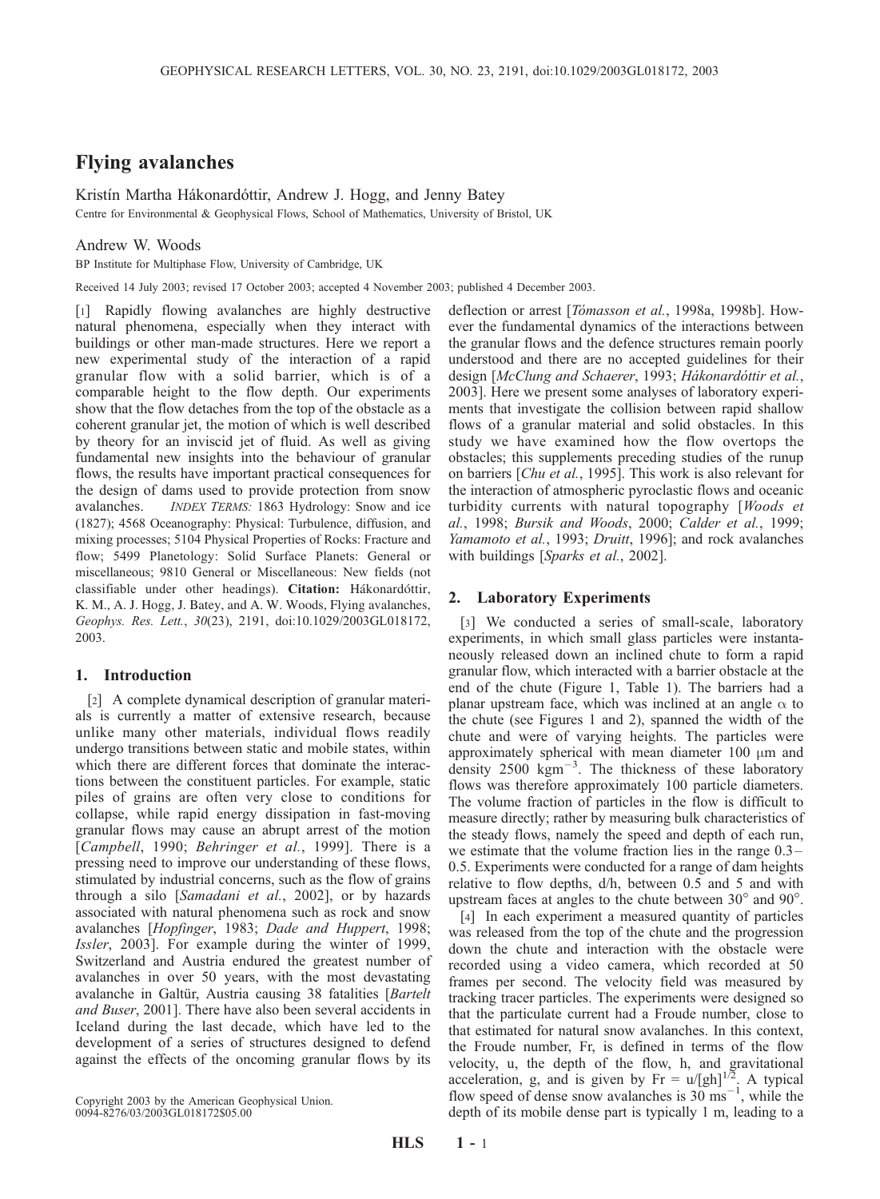# Flying avalanches

Kristín Martha Hákonardóttir, Andrew J. Hogg, and Jenny Batey

Centre for Environmental & Geophysical Flows, School of Mathematics, University of Bristol, UK

Andrew W. Woods

BP Institute for Multiphase Flow, University of Cambridge, UK

Received 14 July 2003; revised 17 October 2003; accepted 4 November 2003; published 4 December 2003.

[1] Rapidly flowing avalanches are highly destructive natural phenomena, especially when they interact with buildings or other man-made structures. Here we report a new experimental study of the interaction of a rapid granular flow with a solid barrier, which is of a comparable height to the flow depth. Our experiments show that the flow detaches from the top of the obstacle as a coherent granular jet, the motion of which is well described by theory for an inviscid jet of fluid. As well as giving fundamental new insights into the behaviour of granular flows, the results have important practical consequences for the design of dams used to provide protection from snow avalanches. *INDEX TERMS:* 1863 Hydrology: Snow and ice (1827); 4568 Oceanography: Physical: Turbulence, diffusion, and mixing processes; 5104 Physical Properties of Rocks: Fracture and flow; 5499 Planetology: Solid Surface Planets: General or miscellaneous; 9810 General or Miscellaneous: New fields (not classifiable under other headings). **Citation:** Hákonardóttir, K. M., A. J. Hogg, J. Batey, and A. W. Woods, Flying avalanches, *Geophys. Res. Lett.*, *30*(23), 2191, doi:10.1029/2003GL018172, 2003.

## 1. Introduction

[2] A complete dynamical description of granular materials is currently a matter of extensive research, because unlike many other materials, individual flows readily undergo transitions between static and mobile states, within which there are different forces that dominate the interactions between the constituent particles. For example, static piles of grains are often very close to conditions for collapse, while rapid energy dissipation in fast-moving granular flows may cause an abrupt arrest of the motion [*Campbell*, 1990; *Behringer et al.*, 1999]. There is a pressing need to improve our understanding of these flows, stimulated by industrial concerns, such as the flow of grains through a silo [*Samadani et al.*, 2002], or by hazards associated with natural phenomena such as rock and snow avalanches [*Hopfinger*, 1983; *Dade and Huppert*, 1998; *Issler*, 2003]. For example during the winter of 1999, Switzerland and Austria endured the greatest number of avalanches in over 50 years, with the most devastating avalanche in Galtür, Austria causing 38 fatalities [*Bartelt and Buser*, 2001]. There have also been several accidents in Iceland during the last decade, which have led to the development of a series of structures designed to defend against the effects of the oncoming granular flows by its deflection or arrest [*Tómasson et al.*, 1998a, 1998b]. However the fundamental dynamics of the interactions between the granular flows and the defence structures remain poorly understood and there are no accepted guidelines for their design [*McClung and Schaerer*, 1993; *Hákonardóttir et al.*, 2003]. Here we present some analyses of laboratory experiments that investigate the collision between rapid shallow flows of a granular material and solid obstacles. In this study we have examined how the flow overtops the obstacles; this supplements preceding studies of the runup on barriers [*Chu et al.*, 1995]. This work is also relevant for the interaction of atmospheric pyroclastic flows and oceanic turbidity currents with natural topography [*Woods et al.*, 1998; *Bursik and Woods*, 2000; *Calder et al.*, 1999; *Yamamoto et al.*, 1993; *Druitt*, 1996]; and rock avalanches with buildings [*Sparks et al.*, 2002].

## 2. Laboratory Experiments

[3] We conducted a series of small-scale, laboratory experiments, in which small glass particles were instantaneously released down an inclined chute to form a rapid granular flow, which interacted with a barrier obstacle at the end of the chute (Figure 1, Table 1). The barriers had a planar upstream face, which was inclined at an angle $\alpha$ to the chute (see Figures 1 and 2), spanned the width of the chute and were of varying heights. The particles were approximately spherical with mean diameter 100 μm and density 2500 $kgm^{-3}$. The thickness of these laboratory flows was therefore approximately 100 particle diameters. The volume fraction of particles in the flow is difficult to measure directly; rather by measuring bulk characteristics of the steady flows, namely the speed and depth of each run, we estimate that the volume fraction lies in the range 0.3–0.5. Experiments were conducted for a range of dam heights relative to flow depths, d/h, between 0.5 and 5 and with upstream faces at angles to the chute between 30° and 90°.

[4] In each experiment a measured quantity of particles was released from the top of the chute and the progression down the chute and interaction with the obstacle were recorded using a video camera, which recorded at 50 frames per second. The velocity field was measured by tracking tracer particles. The experiments were designed so that the particulate current had a Froude number, close to that estimated for natural snow avalanches. In this context, the Froude number, Fr, is defined in terms of the flow velocity, u, the depth of the flow, h, and gravitational acceleration, g, and is given by $Fr = u/[gh]^{1/2}$. A typical flow speed of dense snow avalanches is 30 $ms^{-1}$, while the depth of its mobile dense part is typically 1 m, leading to a

Copyright 2003 by the American Geophysical Union.
0094-8276/03/2003GL018172$05.00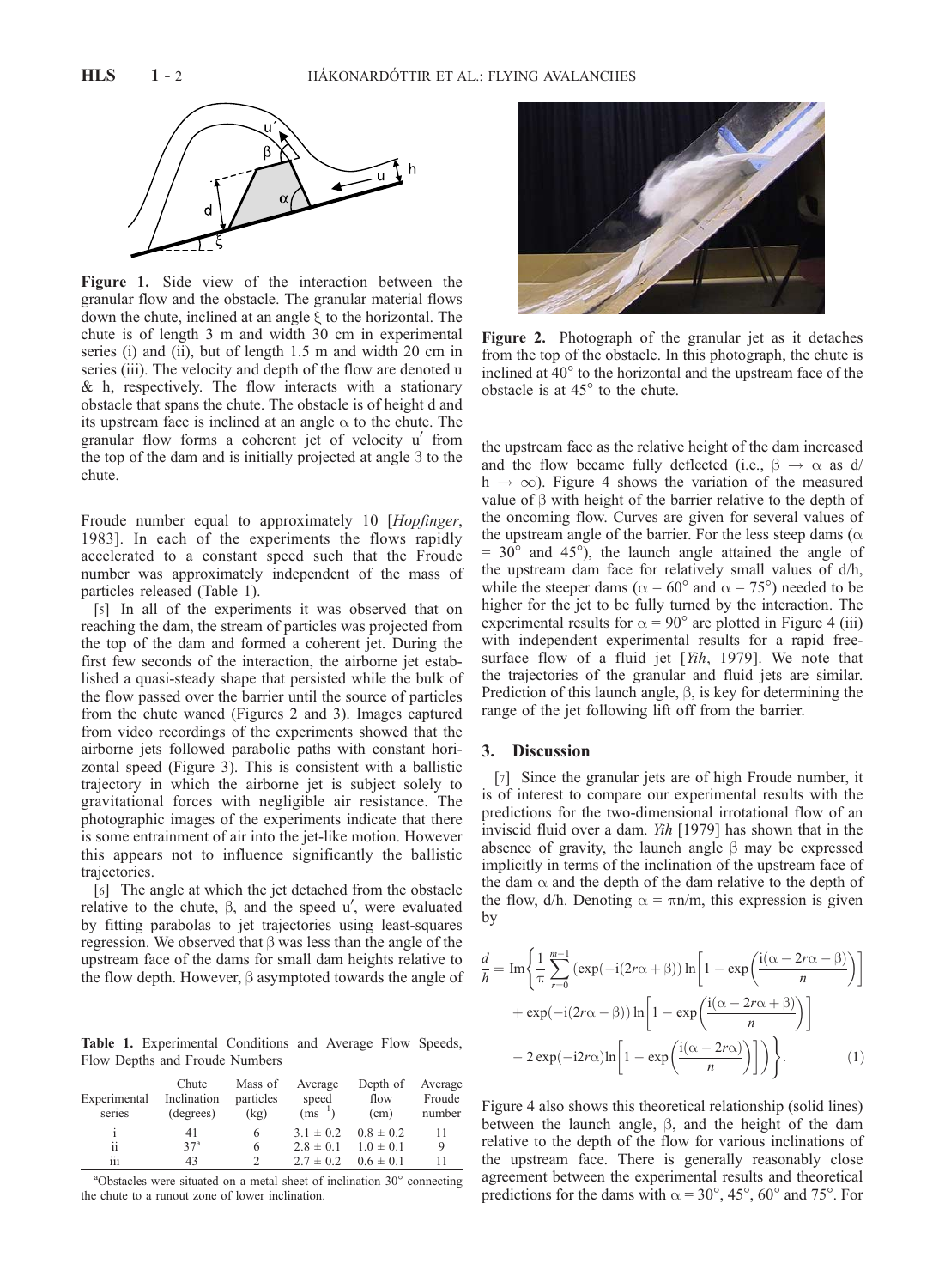**Figure 1.** Side view of the interaction between the granular flow and the obstacle. The granular material flows down the chute, inclined at an angle $\xi$ to the horizontal. The chute is of length 3 m and width 30 cm in experimental series (i) and (ii), but of length 1.5 m and width 20 cm in series (iii). The velocity and depth of the flow are denoted u & h, respectively. The flow interacts with a stationary obstacle that spans the chute. The obstacle is of height d and its upstream face is inclined at an angle $\alpha$ to the chute. The granular flow forms a coherent jet of velocity $u'$ from the top of the dam and is initially projected at angle $\beta$ to the chute.

**Figure 2.** Photograph of the granular jet as it detaches from the top of the obstacle. In this photograph, the chute is inclined at 40° to the horizontal and the upstream face of the obstacle is at 45° to the chute.

Froude number equal to approximately 10 [*Hopfinger*, 1983]. In each of the experiments the flows rapidly accelerated to a constant speed such that the Froude number was approximately independent of the mass of particles released (Table 1).

[5] In all of the experiments it was observed that on reaching the dam, the stream of particles was projected from the top of the dam and formed a coherent jet. During the first few seconds of the interaction, the airborne jet established a quasi-steady shape that persisted while the bulk of the flow passed over the barrier until the source of particles from the chute waned (Figures 2 and 3). Images captured from video recordings of the experiments showed that the airborne jets followed parabolic paths with constant horizontal speed (Figure 3). This is consistent with a ballistic trajectory in which the airborne jet is subject solely to gravitational forces with negligible air resistance. The photographic images of the experiments indicate that there is some entrainment of air into the jet-like motion. However this appears not to influence significantly the ballistic trajectories.

[6] The angle at which the jet detached from the obstacle relative to the chute, $\beta$, and the speed $u'$, were evaluated by fitting parabolas to jet trajectories using least-squares regression. We observed that $\beta$ was less than the angle of the upstream face of the dams for small dam heights relative to the flow depth. However, $\beta$ asymptoted towards the angle of the upstream face as the relative height of the dam increased and the flow became fully deflected (i.e., $\beta \rightarrow \alpha$ as $d/h \rightarrow \infty$). Figure 4 shows the variation of the measured value of $\beta$ with height of the barrier relative to the depth of the oncoming flow. Curves are given for several values of the upstream angle of the barrier. For the less steep dams ($\alpha = 30°$ and $45°$), the launch angle attained the angle of the upstream dam face for relatively small values of d/h, while the steeper dams ($\alpha = 60°$ and $\alpha = 75°$) needed to be higher for the jet to be fully turned by the interaction. The experimental results for $\alpha = 90°$ are plotted in Figure 4 (iii) with independent experimental results for a rapid free-surface flow of a fluid jet [*Yih*, 1979]. We note that the trajectories of the granular and fluid jets are similar. Prediction of this launch angle, $\beta$, is key for determining the range of the jet following lift off from the barrier.

**Table 1.** Experimental Conditions and Average Flow Speeds, Flow Depths and Froude Numbers

| Experimental series | Chute Inclination (degrees) | Mass of particles (kg) | Average speed (ms$^{-1}$) | Depth of flow (cm) | Average Froude number |
|---|---|---|---|---|---|
| i | 41 | 6 | 3.1 ± 0.2 | 0.8 ± 0.2 | 11 |
| ii | 37[a] | 6 | 2.8 ± 0.1 | 1.0 ± 0.1 | 9 |
| iii | 43 | 2 | 2.7 ± 0.2 | 0.6 ± 0.1 | 11 |

[a]Obstacles were situated on a metal sheet of inclination 30° connecting the chute to a runout zone of lower inclination.

## 3. Discussion

[7] Since the granular jets are of high Froude number, it is of interest to compare our experimental results with the predictions for the two-dimensional irrotational flow of an inviscid fluid over a dam. *Yih* [1979] has shown that in the absence of gravity, the launch angle $\beta$ may be expressed implicitly in terms of the inclination of the upstream face of the dam $\alpha$ and the depth of the dam relative to the depth of the flow, d/h. Denoting $\alpha = \pi n/m$, this expression is given by

$$\frac{d}{h} = \mathrm{Im}\left\{\frac{1}{\pi}\sum_{r=0}^{m-1}\left(\exp(-\mathrm{i}(2r\alpha+\beta))\ln\left[1-\exp\left(\frac{\mathrm{i}(\alpha-2r\alpha-\beta)}{n}\right)\right]\right.\right.$$
$$+\exp(-\mathrm{i}(2r\alpha-\beta))\ln\left[1-\exp\left(\frac{\mathrm{i}(\alpha-2r\alpha+\beta)}{n}\right)\right]$$
$$\left.\left.-2\exp(-\mathrm{i}2r\alpha)\ln\left[1-\exp\left(\frac{\mathrm{i}(\alpha-2r\alpha)}{n}\right)\right]\right)\right\}. \qquad (1)$$

Figure 4 also shows this theoretical relationship (solid lines) between the launch angle, $\beta$, and the height of the dam relative to the depth of the flow for various inclinations of the upstream face. There is generally reasonably close agreement between the experimental results and theoretical predictions for the dams with $\alpha = 30°$, $45°$, $60°$ and $75°$. For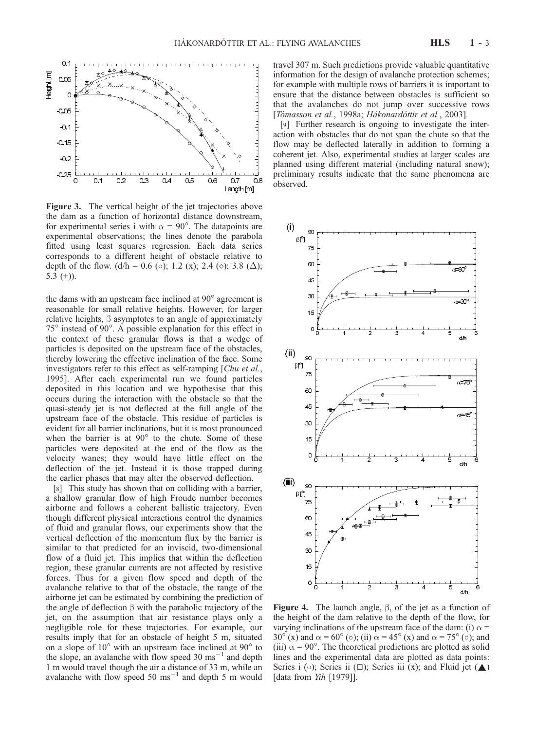**Figure 3.** The vertical height of the jet trajectories above the dam as a function of horizontal distance downstream, for experimental series i with $\alpha = 90°$. The datapoints are experimental observations; the lines denote the parabola fitted using least squares regression. Each data series corresponds to a different height of obstacle relative to depth of the flow. ($d/h$ = 0.6 (○); 1.2 (x); 2.4 (◇); 3.8 (Δ); 5.3 (+)).

the dams with an upstream face inclined at 90° agreement is reasonable for small relative heights. However, for larger relative heights, $\beta$ asymptotes to an angle of approximately 75° instead of 90°. A possible explanation for this effect in the context of these granular flows is that a wedge of particles is deposited on the upstream face of the obstacles, thereby lowering the effective inclination of the face. Some investigators refer to this effect as self-ramping [*Chu et al.*, 1995]. After each experimental run we found particles deposited in this location and we hypothesise that this occurs during the interaction with the obstacle so that the quasi-steady jet is not deflected at the full angle of the upstream face of the obstacle. This residue of particles is evident for all barrier inclinations, but it is most pronounced when the barrier is at 90° to the chute. Some of these particles were deposited at the end of the flow as the velocity wanes; they would have little effect on the deflection of the jet. Instead it is those trapped during the earlier phases that may alter the observed deflection.

[8] This study has shown that on colliding with a barrier, a shallow granular flow of high Froude number becomes airborne and follows a coherent ballistic trajectory. Even though different physical interactions control the dynamics of fluid and granular flows, our experiments show that the vertical deflection of the momentum flux by the barrier is similar to that predicted for an inviscid, two-dimensional flow of a fluid jet. This implies that within the deflection region, these granular currents are not affected by resistive forces. Thus for a given flow speed and depth of the avalanche relative to that of the obstacle, the range of the airborne jet can be estimated by combining the prediction of the angle of deflection $\beta$ with the parabolic trajectory of the jet, on the assumption that air resistance plays only a negligible role for these trajectories. For example, our results imply that for an obstacle of height 5 m, situated on a slope of 10° with an upstream face inclined at 90° to the slope, an avalanche with flow speed 30 $ms^{-1}$ and depth 1 m would travel though the air a distance of 33 m, while an avalanche with flow speed 50 $ms^{-1}$ and depth 5 m would travel 307 m. Such predictions provide valuable quantitative information for the design of avalanche protection schemes; for example with multiple rows of barriers it is important to ensure that the distance between obstacles is sufficient so that the avalanches do not jump over successive rows [*Tómasson et al.*, 1998a; *Hákonardóttir et al.*, 2003].

[9] Further research is ongoing to investigate the interaction with obstacles that do not span the chute so that the flow may be deflected laterally in addition to forming a coherent jet. Also, experimental studies at larger scales are planned using different material (including natural snow); preliminary results indicate that the same phenomena are observed.

**Figure 4.** The launch angle, $\beta$, of the jet as a function of the height of the dam relative to the depth of the flow, for varying inclinations of the upstream face of the dam: (i) $\alpha$ = 30° (x) and $\alpha$ = 60° (○); (ii) $\alpha$ = 45° (x) and $\alpha$ = 75° (○); and (iii) $\alpha$ = 90°. The theoretical predictions are plotted as solid lines and the experimental data are plotted as data points: Series i (○); Series ii (□); Series iii (x); and Fluid jet (▲) [data from *Yih* [1979]].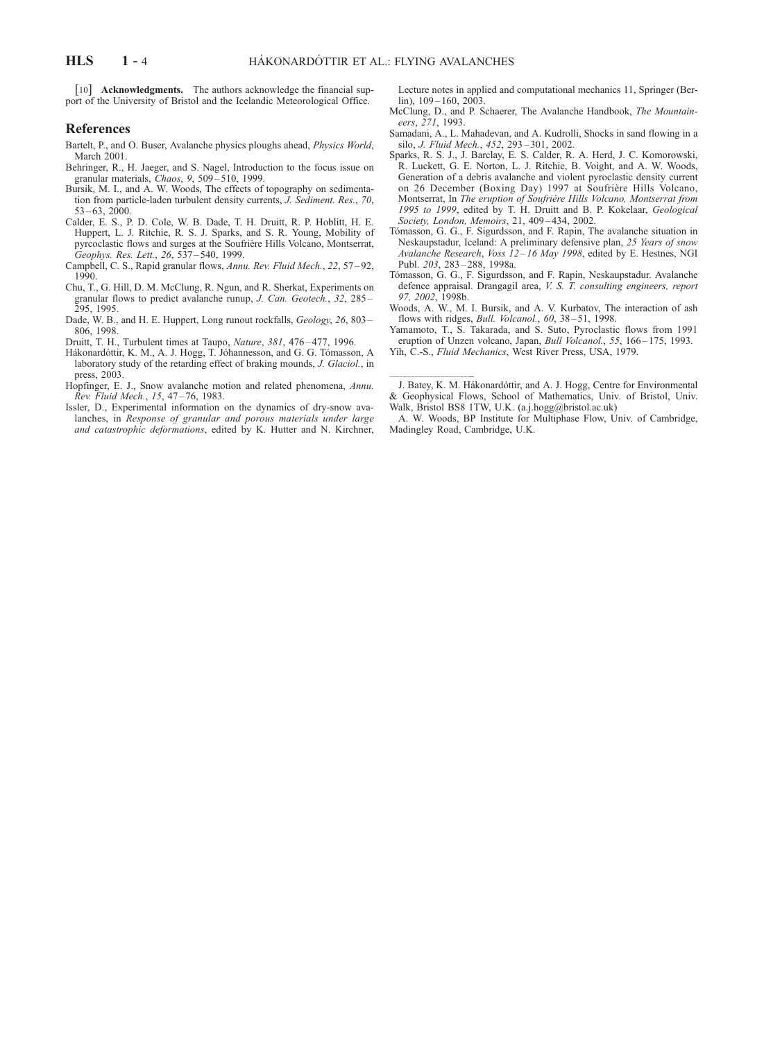[10] **Acknowledgments.** The authors acknowledge the financial support of the University of Bristol and the Icelandic Meteorological Office.

## References

Bartelt, P., and O. Buser, Avalanche physics ploughs ahead, *Physics World*, March 2001.

Behringer, R., H. Jaeger, and S. Nagel, Introduction to the focus issue on granular materials, *Chaos*, *9*, 509–510, 1999.

Bursik, M. I., and A. W. Woods, The effects of topography on sedimentation from particle-laden turbulent density currents, *J. Sediment. Res.*, *70*, 53–63, 2000.

Calder, E. S., P. D. Cole, W. B. Dade, T. H. Druitt, R. P. Hoblitt, H. E. Huppert, L. J. Ritchie, R. S. J. Sparks, and S. R. Young, Mobility of pyroclastic flows and surges at the Soufrière Hills Volcano, Montserrat, *Geophys. Res. Lett.*, *26*, 537–540, 1999.

Campbell, C. S., Rapid granular flows, *Annu. Rev. Fluid Mech.*, *22*, 57–92, 1990.

Chu, T., G. Hill, D. M. McClung, R. Ngun, and R. Sherkat, Experiments on granular flows to predict avalanche runup, *J. Can. Geotech.*, *32*, 285–295, 1995.

Dade, W. B., and H. E. Huppert, Long runout rockfalls, *Geology*, *26*, 803–806, 1998.

Druitt, T. H., Turbulent times at Taupo, *Nature*, *381*, 476–477, 1996.

Hákonardóttir, K. M., A. J. Hogg, T. Jóhannesson, and G. G. Tómasson, A laboratory study of the retarding effect of braking mounds, *J. Glaciol.*, in press, 2003.

Hopfinger, E. J., Snow avalanche motion and related phenomena, *Annu. Rev. Fluid Mech.*, *15*, 47–76, 1983.

Issler, D., Experimental information on the dynamics of dry-snow avalanches, in *Response of granular and porous materials under large and catastrophic deformations*, edited by K. Hutter and N. Kirchner, Lecture notes in applied and computational mechanics 11, Springer (Berlin), 109–160, 2003.

McClung, D., and P. Schaerer, The Avalanche Handbook, *The Mountaineers*, *271*, 1993.

Samadani, A., L. Mahadevan, and A. Kudrolli, Shocks in sand flowing in a silo, *J. Fluid Mech.*, *452*, 293–301, 2002.

Sparks, R. S. J., J. Barclay, E. S. Calder, R. A. Herd, J. C. Komorowski, R. Luckett, G. E. Norton, L. J. Ritchie, B. Voight, and A. W. Woods, Generation of a debris avalanche and violent pyroclastic density current on 26 December (Boxing Day) 1997 at Soufrière Hills Volcano, Montserrat, In *The eruption of Soufrière Hills Volcano, Montserrat from 1995 to 1999*, edited by T. H. Druitt and B. P. Kokelaar, *Geological Society, London, Memoirs*, 21, 409–434, 2002.

Tómasson, G. G., F. Sigurdsson, and F. Rapin, The avalanche situation in Neskaupstadur, Iceland: A preliminary defensive plan, *25 Years of snow Avalanche Research*, *Voss 12–16 May 1998*, edited by E. Hestnes, NGI Publ. *203*, 283–288, 1998a.

Tómasson, G. G., F. Sigurdsson, and F. Rapin, Neskaupstadur. Avalanche defence appraisal. Drangagil area, *V. S. T. consulting engineers, report 97, 2002*, 1998b.

Woods, A. W., M. I. Bursik, and A. V. Kurbatov, The interaction of ash flows with ridges, *Bull. Volcanol.*, *60*, 38–51, 1998.

Yamamoto, T., S. Takarada, and S. Suto, Pyroclastic flows from 1991 eruption of Unzen volcano, Japan, *Bull Volcanol.*, *55*, 166–175, 1993.

Yih, C.-S., *Fluid Mechanics*, West River Press, USA, 1979.

---

J. Batey, K. M. Hákonardóttir, and A. J. Hogg, Centre for Environmental & Geophysical Flows, School of Mathematics, Univ. of Bristol, Univ. Walk, Bristol BS8 1TW, U.K. (a.j.hogg@bristol.ac.uk)

A. W. Woods, BP Institute for Multiphase Flow, Univ. of Cambridge, Madingley Road, Cambridge, U.K.